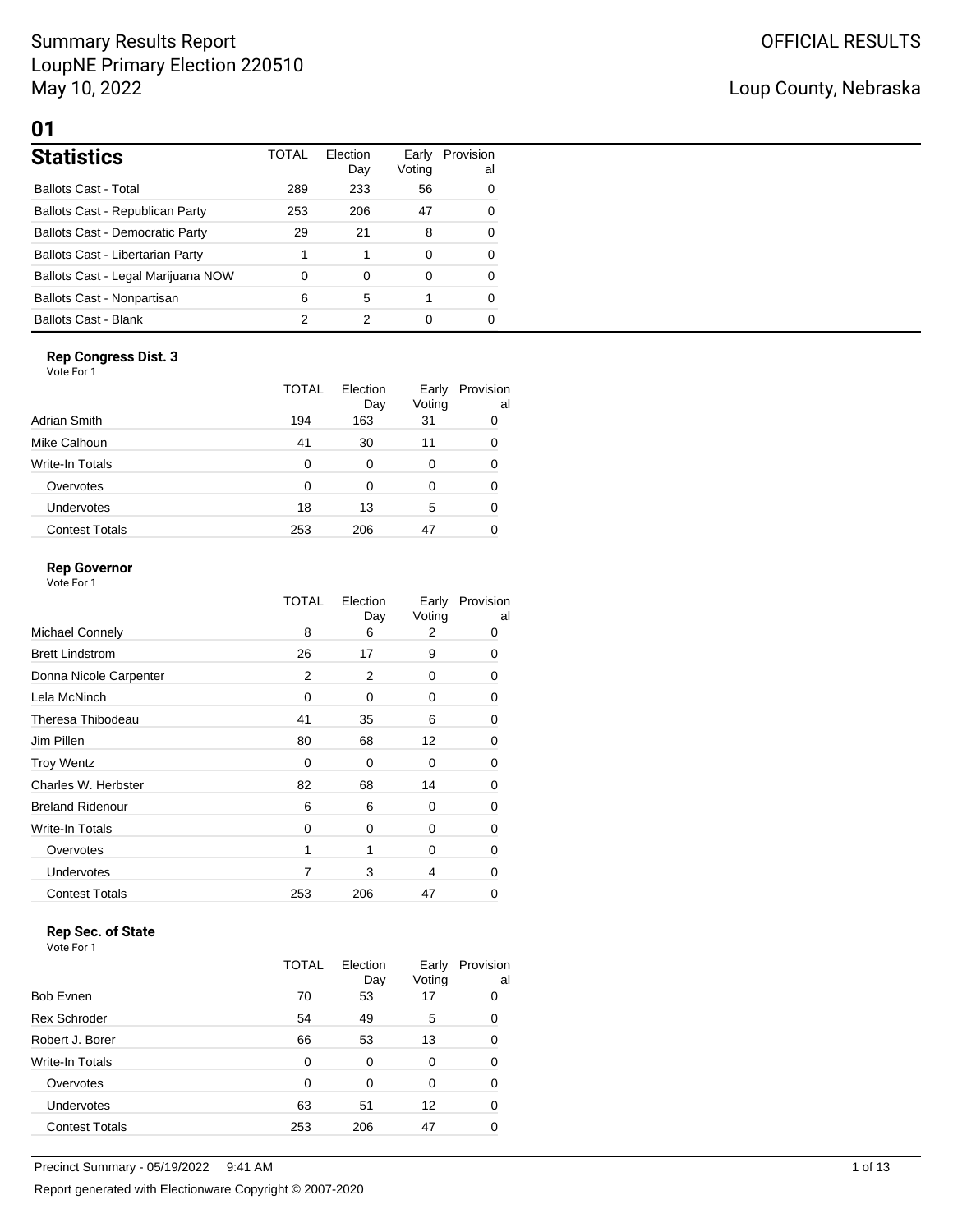Summary Results Report
LoupNE Primary Election 220510
May 10, 2022

OFFICIAL RESULTS

Loup County, Nebraska

# 01

## Statistics

| | TOTAL | Election Day | Early Voting | Provisional |
|---|---|---|---|---|
| Ballots Cast - Total | 289 | 233 | 56 | 0 |
| Ballots Cast - Republican Party | 253 | 206 | 47 | 0 |
| Ballots Cast - Democratic Party | 29 | 21 | 8 | 0 |
| Ballots Cast - Libertarian Party | 1 | 1 | 0 | 0 |
| Ballots Cast - Legal Marijuana NOW | 0 | 0 | 0 | 0 |
| Ballots Cast - Nonpartisan | 6 | 5 | 1 | 0 |
| Ballots Cast - Blank | 2 | 2 | 0 | 0 |

### Rep Congress Dist. 3

Vote For 1

| | TOTAL | Election Day | Early Voting | Provisional |
|---|---|---|---|---|
| Adrian Smith | 194 | 163 | 31 | 0 |
| Mike Calhoun | 41 | 30 | 11 | 0 |
| Write-In Totals | 0 | 0 | 0 | 0 |
| Overvotes | 0 | 0 | 0 | 0 |
| Undervotes | 18 | 13 | 5 | 0 |
| Contest Totals | 253 | 206 | 47 | 0 |

### Rep Governor

Vote For 1

| | TOTAL | Election Day | Early Voting | Provisional |
|---|---|---|---|---|
| Michael Connely | 8 | 6 | 2 | 0 |
| Brett Lindstrom | 26 | 17 | 9 | 0 |
| Donna Nicole Carpenter | 2 | 2 | 0 | 0 |
| Lela McNinch | 0 | 0 | 0 | 0 |
| Theresa Thibodeau | 41 | 35 | 6 | 0 |
| Jim Pillen | 80 | 68 | 12 | 0 |
| Troy Wentz | 0 | 0 | 0 | 0 |
| Charles W. Herbster | 82 | 68 | 14 | 0 |
| Breland Ridenour | 6 | 6 | 0 | 0 |
| Write-In Totals | 0 | 0 | 0 | 0 |
| Overvotes | 1 | 1 | 0 | 0 |
| Undervotes | 7 | 3 | 4 | 0 |
| Contest Totals | 253 | 206 | 47 | 0 |

### Rep Sec. of State

Vote For 1

| | TOTAL | Election Day | Early Voting | Provisional |
|---|---|---|---|---|
| Bob Evnen | 70 | 53 | 17 | 0 |
| Rex Schroder | 54 | 49 | 5 | 0 |
| Robert J. Borer | 66 | 53 | 13 | 0 |
| Write-In Totals | 0 | 0 | 0 | 0 |
| Overvotes | 0 | 0 | 0 | 0 |
| Undervotes | 63 | 51 | 12 | 0 |
| Contest Totals | 253 | 206 | 47 | 0 |

Precinct Summary - 05/19/2022 9:41 AM

Report generated with Electionware Copyright © 2007-2020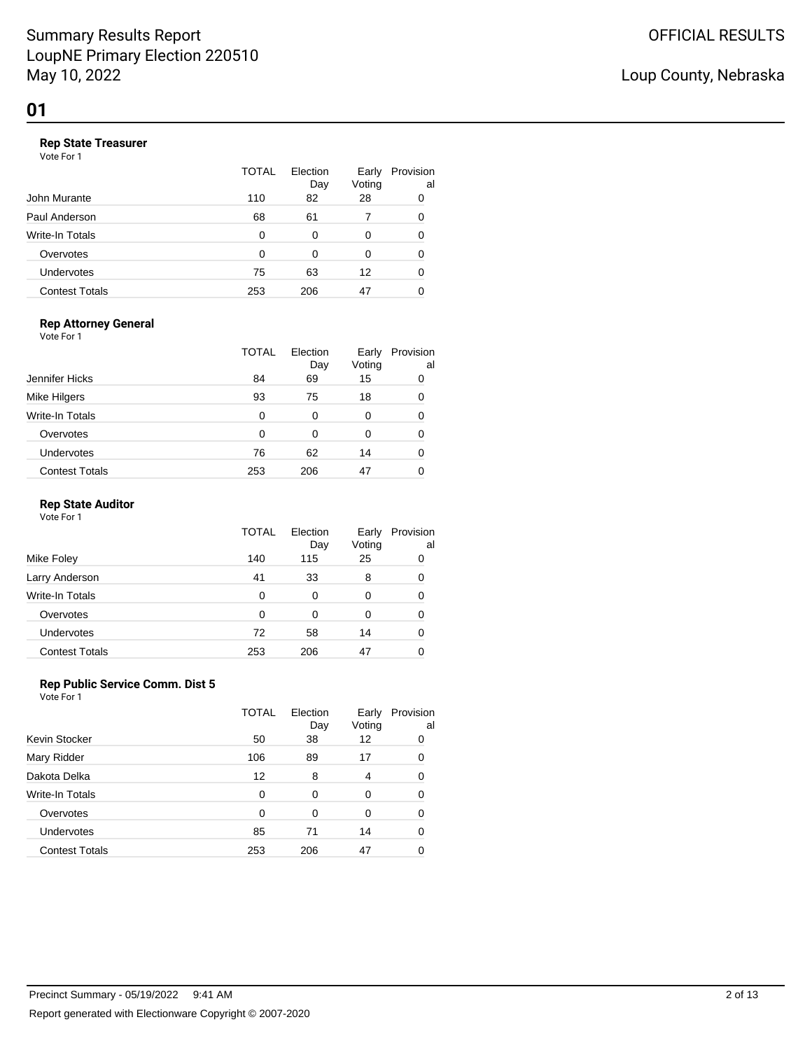# Summary Results Report
# LoupNE Primary Election 220510
# May 10, 2022

OFFICIAL RESULTS

Loup County, Nebraska

## 01

### Rep State Treasurer

Vote For 1

| | TOTAL | Election Day | Early Voting | Provisional |
|---|---|---|---|---|
| John Murante | 110 | 82 | 28 | 0 |
| Paul Anderson | 68 | 61 | 7 | 0 |
| Write-In Totals | 0 | 0 | 0 | 0 |
| Overvotes | 0 | 0 | 0 | 0 |
| Undervotes | 75 | 63 | 12 | 0 |
| Contest Totals | 253 | 206 | 47 | 0 |

### Rep Attorney General

Vote For 1

| | TOTAL | Election Day | Early Voting | Provisional |
|---|---|---|---|---|
| Jennifer Hicks | 84 | 69 | 15 | 0 |
| Mike Hilgers | 93 | 75 | 18 | 0 |
| Write-In Totals | 0 | 0 | 0 | 0 |
| Overvotes | 0 | 0 | 0 | 0 |
| Undervotes | 76 | 62 | 14 | 0 |
| Contest Totals | 253 | 206 | 47 | 0 |

### Rep State Auditor

Vote For 1

| | TOTAL | Election Day | Early Voting | Provisional |
|---|---|---|---|---|
| Mike Foley | 140 | 115 | 25 | 0 |
| Larry Anderson | 41 | 33 | 8 | 0 |
| Write-In Totals | 0 | 0 | 0 | 0 |
| Overvotes | 0 | 0 | 0 | 0 |
| Undervotes | 72 | 58 | 14 | 0 |
| Contest Totals | 253 | 206 | 47 | 0 |

### Rep Public Service Comm. Dist 5

Vote For 1

| | TOTAL | Election Day | Early Voting | Provisional |
|---|---|---|---|---|
| Kevin Stocker | 50 | 38 | 12 | 0 |
| Mary Ridder | 106 | 89 | 17 | 0 |
| Dakota Delka | 12 | 8 | 4 | 0 |
| Write-In Totals | 0 | 0 | 0 | 0 |
| Overvotes | 0 | 0 | 0 | 0 |
| Undervotes | 85 | 71 | 14 | 0 |
| Contest Totals | 253 | 206 | 47 | 0 |

Precinct Summary - 05/19/2022 9:41 AM

Report generated with Electionware Copyright © 2007-2020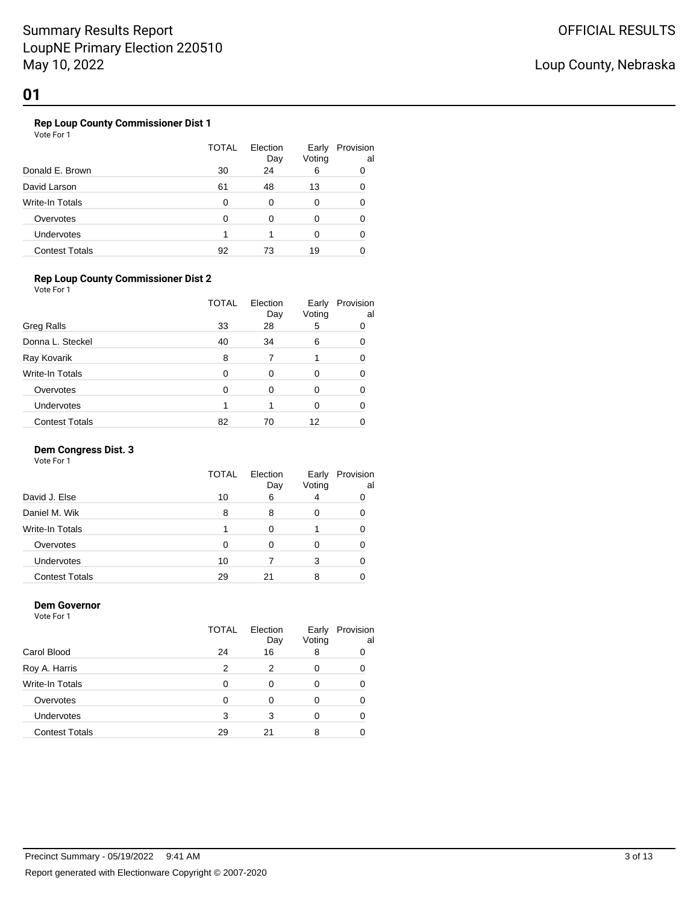# Summary Results Report
LoupNE Primary Election 220510
May 10, 2022

OFFICIAL RESULTS

Loup County, Nebraska

## 01

### Rep Loup County Commissioner Dist 1
Vote For 1

| | TOTAL | Election Day | Early Voting | Provisional |
|---|---|---|---|---|
| Donald E. Brown | 30 | 24 | 6 | 0 |
| David Larson | 61 | 48 | 13 | 0 |
| Write-In Totals | 0 | 0 | 0 | 0 |
| Overvotes | 0 | 0 | 0 | 0 |
| Undervotes | 1 | 1 | 0 | 0 |
| Contest Totals | 92 | 73 | 19 | 0 |

### Rep Loup County Commissioner Dist 2
Vote For 1

| | TOTAL | Election Day | Early Voting | Provisional |
|---|---|---|---|---|
| Greg Ralls | 33 | 28 | 5 | 0 |
| Donna L. Steckel | 40 | 34 | 6 | 0 |
| Ray Kovarik | 8 | 7 | 1 | 0 |
| Write-In Totals | 0 | 0 | 0 | 0 |
| Overvotes | 0 | 0 | 0 | 0 |
| Undervotes | 1 | 1 | 0 | 0 |
| Contest Totals | 82 | 70 | 12 | 0 |

### Dem Congress Dist. 3
Vote For 1

| | TOTAL | Election Day | Early Voting | Provisional |
|---|---|---|---|---|
| David J. Else | 10 | 6 | 4 | 0 |
| Daniel M. Wik | 8 | 8 | 0 | 0 |
| Write-In Totals | 1 | 0 | 1 | 0 |
| Overvotes | 0 | 0 | 0 | 0 |
| Undervotes | 10 | 7 | 3 | 0 |
| Contest Totals | 29 | 21 | 8 | 0 |

### Dem Governor
Vote For 1

| | TOTAL | Election Day | Early Voting | Provisional |
|---|---|---|---|---|
| Carol Blood | 24 | 16 | 8 | 0 |
| Roy A. Harris | 2 | 2 | 0 | 0 |
| Write-In Totals | 0 | 0 | 0 | 0 |
| Overvotes | 0 | 0 | 0 | 0 |
| Undervotes | 3 | 3 | 0 | 0 |
| Contest Totals | 29 | 21 | 8 | 0 |

Precinct Summary - 05/19/2022 9:41 AM

Report generated with Electionware Copyright © 2007-2020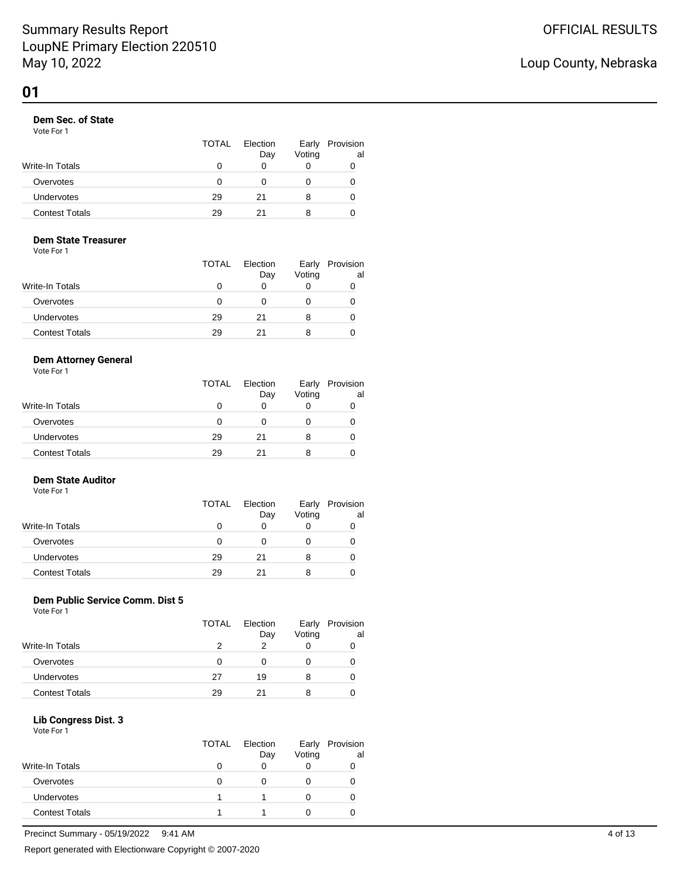## 01

### Dem Sec. of State

Vote For 1

| | TOTAL | Election Day | Early Voting | Provisional |
|---|---|---|---|---|
| Write-In Totals | 0 | 0 | 0 | 0 |
| Overvotes | 0 | 0 | 0 | 0 |
| Undervotes | 29 | 21 | 8 | 0 |
| Contest Totals | 29 | 21 | 8 | 0 |

### Dem State Treasurer

Vote For 1

| | TOTAL | Election Day | Early Voting | Provisional |
|---|---|---|---|---|
| Write-In Totals | 0 | 0 | 0 | 0 |
| Overvotes | 0 | 0 | 0 | 0 |
| Undervotes | 29 | 21 | 8 | 0 |
| Contest Totals | 29 | 21 | 8 | 0 |

### Dem Attorney General

Vote For 1

| | TOTAL | Election Day | Early Voting | Provisional |
|---|---|---|---|---|
| Write-In Totals | 0 | 0 | 0 | 0 |
| Overvotes | 0 | 0 | 0 | 0 |
| Undervotes | 29 | 21 | 8 | 0 |
| Contest Totals | 29 | 21 | 8 | 0 |

### Dem State Auditor

Vote For 1

| | TOTAL | Election Day | Early Voting | Provisional |
|---|---|---|---|---|
| Write-In Totals | 0 | 0 | 0 | 0 |
| Overvotes | 0 | 0 | 0 | 0 |
| Undervotes | 29 | 21 | 8 | 0 |
| Contest Totals | 29 | 21 | 8 | 0 |

### Dem Public Service Comm. Dist 5

Vote For 1

| | TOTAL | Election Day | Early Voting | Provisional |
|---|---|---|---|---|
| Write-In Totals | 2 | 2 | 0 | 0 |
| Overvotes | 0 | 0 | 0 | 0 |
| Undervotes | 27 | 19 | 8 | 0 |
| Contest Totals | 29 | 21 | 8 | 0 |

### Lib Congress Dist. 3

Vote For 1

| | TOTAL | Election Day | Early Voting | Provisional |
|---|---|---|---|---|
| Write-In Totals | 0 | 0 | 0 | 0 |
| Overvotes | 0 | 0 | 0 | 0 |
| Undervotes | 1 | 1 | 0 | 0 |
| Contest Totals | 1 | 1 | 0 | 0 |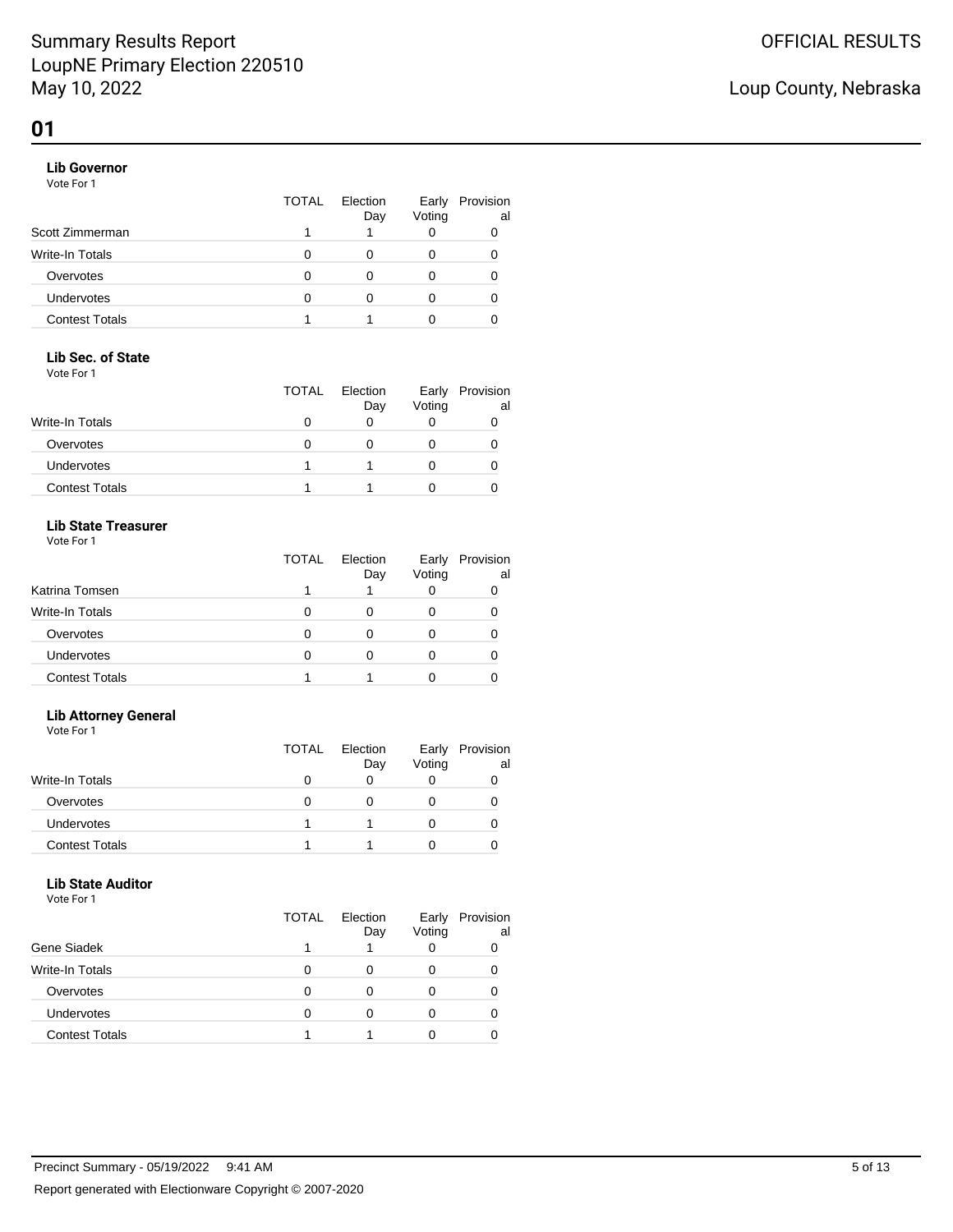# 01

### Lib Governor

Vote For 1

| | TOTAL | Election Day | Early Voting | Provisional |
|---|---|---|---|---|
| Scott Zimmerman | 1 | 1 | 0 | 0 |
| Write-In Totals | 0 | 0 | 0 | 0 |
| Overvotes | 0 | 0 | 0 | 0 |
| Undervotes | 0 | 0 | 0 | 0 |
| Contest Totals | 1 | 1 | 0 | 0 |

### Lib Sec. of State

Vote For 1

| | TOTAL | Election Day | Early Voting | Provisional |
|---|---|---|---|---|
| Write-In Totals | 0 | 0 | 0 | 0 |
| Overvotes | 0 | 0 | 0 | 0 |
| Undervotes | 1 | 1 | 0 | 0 |
| Contest Totals | 1 | 1 | 0 | 0 |

### Lib State Treasurer

Vote For 1

| | TOTAL | Election Day | Early Voting | Provisional |
|---|---|---|---|---|
| Katrina Tomsen | 1 | 1 | 0 | 0 |
| Write-In Totals | 0 | 0 | 0 | 0 |
| Overvotes | 0 | 0 | 0 | 0 |
| Undervotes | 0 | 0 | 0 | 0 |
| Contest Totals | 1 | 1 | 0 | 0 |

### Lib Attorney General

Vote For 1

| | TOTAL | Election Day | Early Voting | Provisional |
|---|---|---|---|---|
| Write-In Totals | 0 | 0 | 0 | 0 |
| Overvotes | 0 | 0 | 0 | 0 |
| Undervotes | 1 | 1 | 0 | 0 |
| Contest Totals | 1 | 1 | 0 | 0 |

### Lib State Auditor

Vote For 1

| | TOTAL | Election Day | Early Voting | Provisional |
|---|---|---|---|---|
| Gene Siadek | 1 | 1 | 0 | 0 |
| Write-In Totals | 0 | 0 | 0 | 0 |
| Overvotes | 0 | 0 | 0 | 0 |
| Undervotes | 0 | 0 | 0 | 0 |
| Contest Totals | 1 | 1 | 0 | 0 |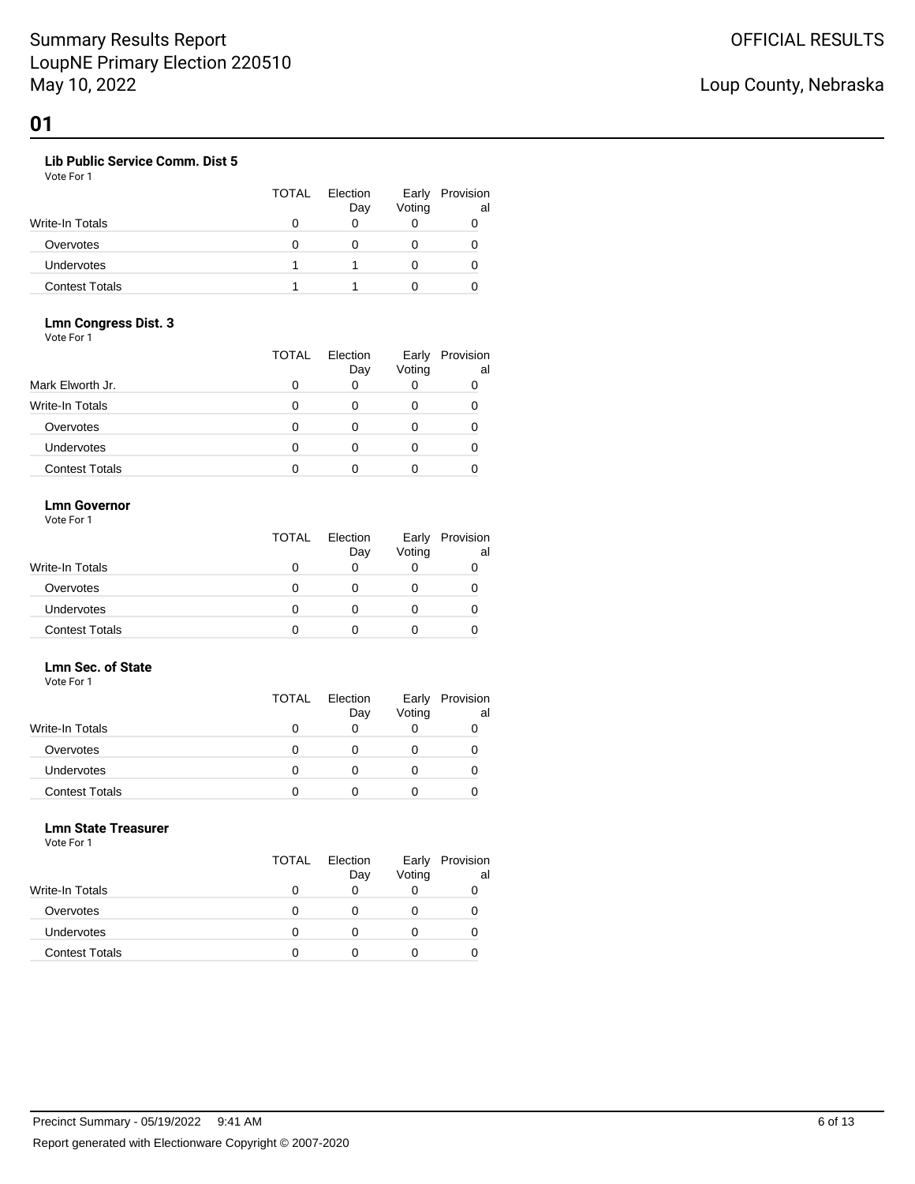# 01

### Lib Public Service Comm. Dist 5

Vote For 1

| | TOTAL | Election Day | Early Voting | Provisional |
|---|---|---|---|---|
| Write-In Totals | 0 | 0 | 0 | 0 |
| Overvotes | 0 | 0 | 0 | 0 |
| Undervotes | 1 | 1 | 0 | 0 |
| Contest Totals | 1 | 1 | 0 | 0 |

### Lmn Congress Dist. 3

Vote For 1

| | TOTAL | Election Day | Early Voting | Provisional |
|---|---|---|---|---|
| Mark Elworth Jr. | 0 | 0 | 0 | 0 |
| Write-In Totals | 0 | 0 | 0 | 0 |
| Overvotes | 0 | 0 | 0 | 0 |
| Undervotes | 0 | 0 | 0 | 0 |
| Contest Totals | 0 | 0 | 0 | 0 |

### Lmn Governor

Vote For 1

| | TOTAL | Election Day | Early Voting | Provisional |
|---|---|---|---|---|
| Write-In Totals | 0 | 0 | 0 | 0 |
| Overvotes | 0 | 0 | 0 | 0 |
| Undervotes | 0 | 0 | 0 | 0 |
| Contest Totals | 0 | 0 | 0 | 0 |

### Lmn Sec. of State

Vote For 1

| | TOTAL | Election Day | Early Voting | Provisional |
|---|---|---|---|---|
| Write-In Totals | 0 | 0 | 0 | 0 |
| Overvotes | 0 | 0 | 0 | 0 |
| Undervotes | 0 | 0 | 0 | 0 |
| Contest Totals | 0 | 0 | 0 | 0 |

### Lmn State Treasurer

Vote For 1

| | TOTAL | Election Day | Early Voting | Provisional |
|---|---|---|---|---|
| Write-In Totals | 0 | 0 | 0 | 0 |
| Overvotes | 0 | 0 | 0 | 0 |
| Undervotes | 0 | 0 | 0 | 0 |
| Contest Totals | 0 | 0 | 0 | 0 |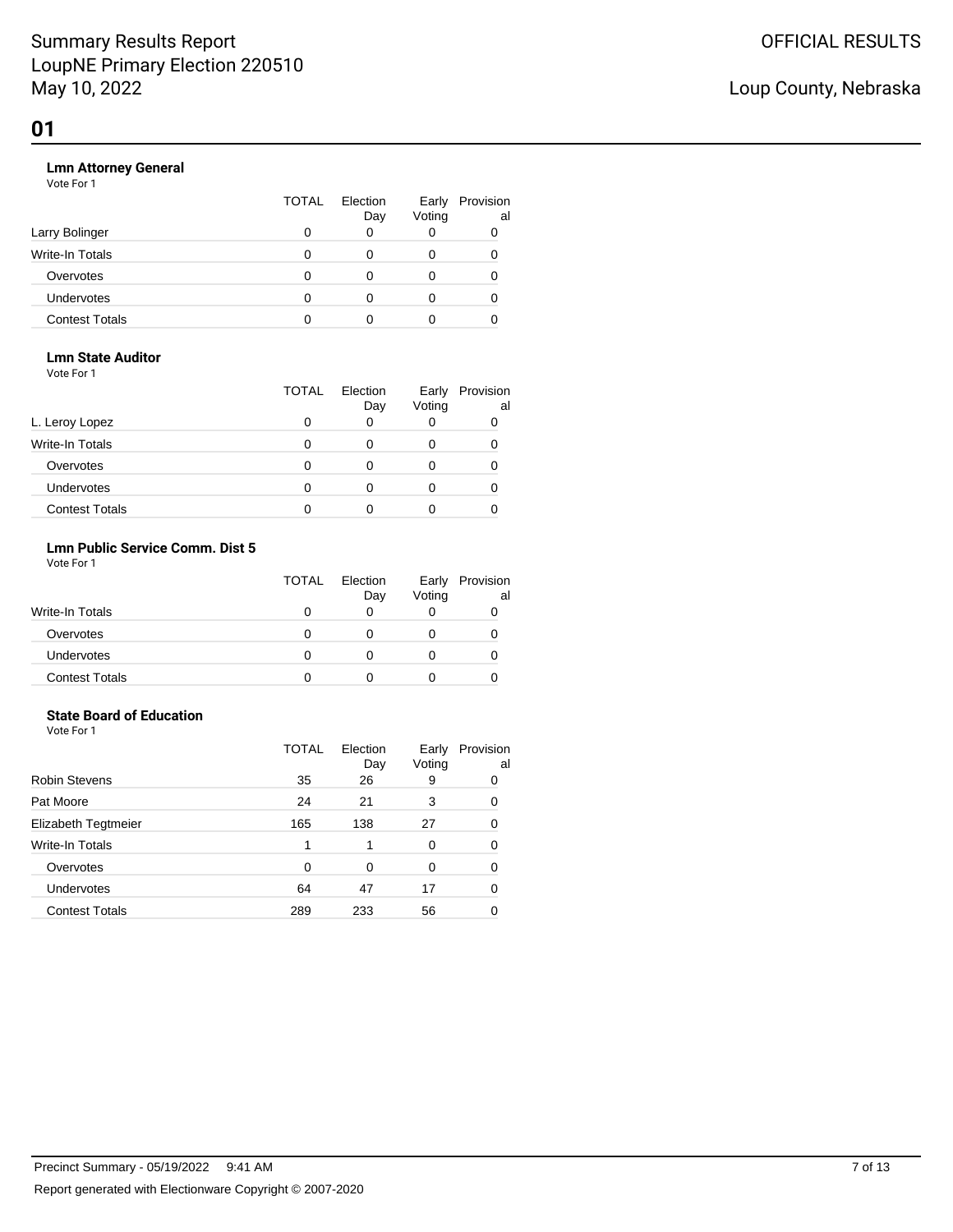# Summary Results Report
LoupNE Primary Election 220510
May 10, 2022

OFFICIAL RESULTS

Loup County, Nebraska

## 01

### Lmn Attorney General

Vote For 1

| | TOTAL | Election Day | Early Voting | Provisional |
|---|---|---|---|---|
| Larry Bolinger | 0 | 0 | 0 | 0 |
| Write-In Totals | 0 | 0 | 0 | 0 |
| Overvotes | 0 | 0 | 0 | 0 |
| Undervotes | 0 | 0 | 0 | 0 |
| Contest Totals | 0 | 0 | 0 | 0 |

### Lmn State Auditor

Vote For 1

| | TOTAL | Election Day | Early Voting | Provisional |
|---|---|---|---|---|
| L. Leroy Lopez | 0 | 0 | 0 | 0 |
| Write-In Totals | 0 | 0 | 0 | 0 |
| Overvotes | 0 | 0 | 0 | 0 |
| Undervotes | 0 | 0 | 0 | 0 |
| Contest Totals | 0 | 0 | 0 | 0 |

### Lmn Public Service Comm. Dist 5

Vote For 1

| | TOTAL | Election Day | Early Voting | Provisional |
|---|---|---|---|---|
| Write-In Totals | 0 | 0 | 0 | 0 |
| Overvotes | 0 | 0 | 0 | 0 |
| Undervotes | 0 | 0 | 0 | 0 |
| Contest Totals | 0 | 0 | 0 | 0 |

### State Board of Education

Vote For 1

| | TOTAL | Election Day | Early Voting | Provisional |
|---|---|---|---|---|
| Robin Stevens | 35 | 26 | 9 | 0 |
| Pat Moore | 24 | 21 | 3 | 0 |
| Elizabeth Tegtmeier | 165 | 138 | 27 | 0 |
| Write-In Totals | 1 | 1 | 0 | 0 |
| Overvotes | 0 | 0 | 0 | 0 |
| Undervotes | 64 | 47 | 17 | 0 |
| Contest Totals | 289 | 233 | 56 | 0 |

Precinct Summary - 05/19/2022 9:41 AM

Report generated with Electionware Copyright © 2007-2020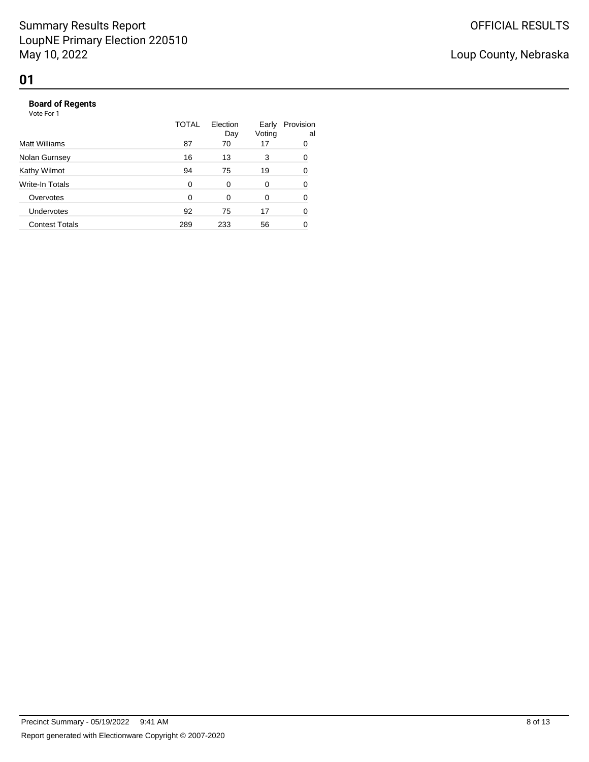# 01

**Board of Regents**

Vote For 1

| | TOTAL | Election Day | Early Voting | Provisional |
|---|---|---|---|---|
| Matt Williams | 87 | 70 | 17 | 0 |
| Nolan Gurnsey | 16 | 13 | 3 | 0 |
| Kathy Wilmot | 94 | 75 | 19 | 0 |
| Write-In Totals | 0 | 0 | 0 | 0 |
| Overvotes | 0 | 0 | 0 | 0 |
| Undervotes | 92 | 75 | 17 | 0 |
| Contest Totals | 289 | 233 | 56 | 0 |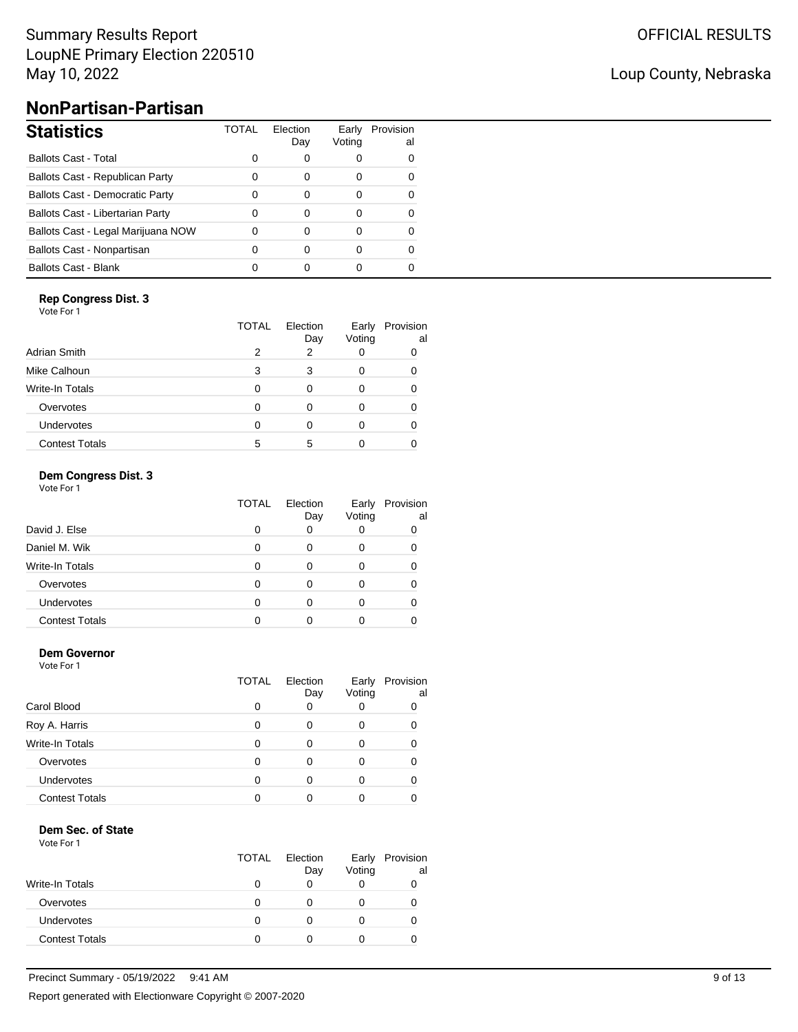# NonPartisan-Partisan

## Statistics

| Statistics | TOTAL | Election Day | Early Voting | Provisional |
|---|---|---|---|---|
| Ballots Cast - Total | 0 | 0 | 0 | 0 |
| Ballots Cast - Republican Party | 0 | 0 | 0 | 0 |
| Ballots Cast - Democratic Party | 0 | 0 | 0 | 0 |
| Ballots Cast - Libertarian Party | 0 | 0 | 0 | 0 |
| Ballots Cast - Legal Marijuana NOW | 0 | 0 | 0 | 0 |
| Ballots Cast - Nonpartisan | 0 | 0 | 0 | 0 |
| Ballots Cast - Blank | 0 | 0 | 0 | 0 |

### Rep Congress Dist. 3

Vote For 1

| | TOTAL | Election Day | Early Voting | Provisional |
|---|---|---|---|---|
| Adrian Smith | 2 | 2 | 0 | 0 |
| Mike Calhoun | 3 | 3 | 0 | 0 |
| Write-In Totals | 0 | 0 | 0 | 0 |
| Overvotes | 0 | 0 | 0 | 0 |
| Undervotes | 0 | 0 | 0 | 0 |
| Contest Totals | 5 | 5 | 0 | 0 |

### Dem Congress Dist. 3

Vote For 1

| | TOTAL | Election Day | Early Voting | Provisional |
|---|---|---|---|---|
| David J. Else | 0 | 0 | 0 | 0 |
| Daniel M. Wik | 0 | 0 | 0 | 0 |
| Write-In Totals | 0 | 0 | 0 | 0 |
| Overvotes | 0 | 0 | 0 | 0 |
| Undervotes | 0 | 0 | 0 | 0 |
| Contest Totals | 0 | 0 | 0 | 0 |

### Dem Governor

Vote For 1

| | TOTAL | Election Day | Early Voting | Provisional |
|---|---|---|---|---|
| Carol Blood | 0 | 0 | 0 | 0 |
| Roy A. Harris | 0 | 0 | 0 | 0 |
| Write-In Totals | 0 | 0 | 0 | 0 |
| Overvotes | 0 | 0 | 0 | 0 |
| Undervotes | 0 | 0 | 0 | 0 |
| Contest Totals | 0 | 0 | 0 | 0 |

### Dem Sec. of State

Vote For 1

| | TOTAL | Election Day | Early Voting | Provisional |
|---|---|---|---|---|
| Write-In Totals | 0 | 0 | 0 | 0 |
| Overvotes | 0 | 0 | 0 | 0 |
| Undervotes | 0 | 0 | 0 | 0 |
| Contest Totals | 0 | 0 | 0 | 0 |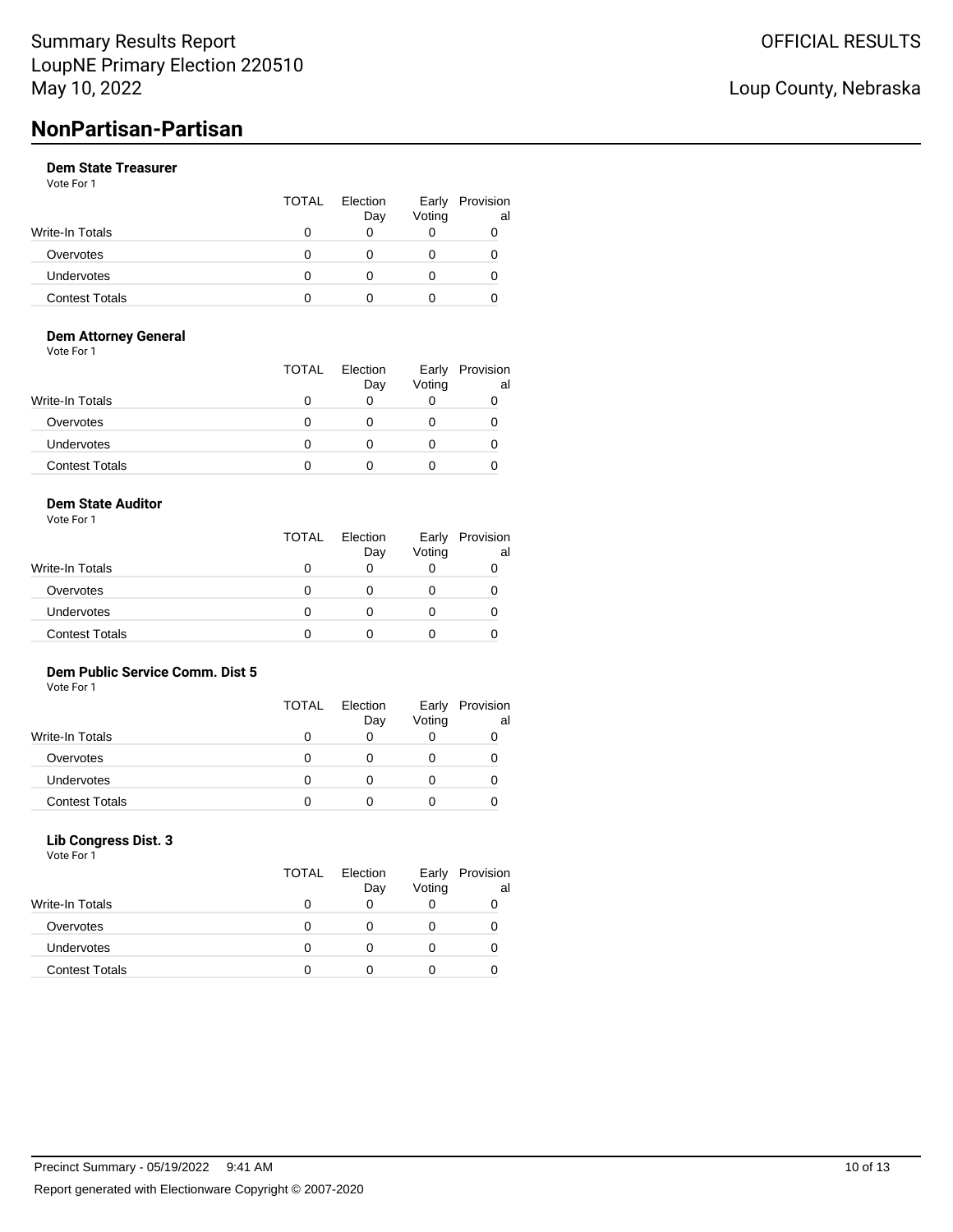Summary Results Report
LoupNE Primary Election 220510
May 10, 2022

OFFICIAL RESULTS

Loup County, Nebraska

# NonPartisan-Partisan

### Dem State Treasurer

Vote For 1

| | TOTAL | Election Day | Early Voting | Provisional |
|---|---|---|---|---|
| Write-In Totals | 0 | 0 | 0 | 0 |
| Overvotes | 0 | 0 | 0 | 0 |
| Undervotes | 0 | 0 | 0 | 0 |
| Contest Totals | 0 | 0 | 0 | 0 |

### Dem Attorney General

Vote For 1

| | TOTAL | Election Day | Early Voting | Provisional |
|---|---|---|---|---|
| Write-In Totals | 0 | 0 | 0 | 0 |
| Overvotes | 0 | 0 | 0 | 0 |
| Undervotes | 0 | 0 | 0 | 0 |
| Contest Totals | 0 | 0 | 0 | 0 |

### Dem State Auditor

Vote For 1

| | TOTAL | Election Day | Early Voting | Provisional |
|---|---|---|---|---|
| Write-In Totals | 0 | 0 | 0 | 0 |
| Overvotes | 0 | 0 | 0 | 0 |
| Undervotes | 0 | 0 | 0 | 0 |
| Contest Totals | 0 | 0 | 0 | 0 |

### Dem Public Service Comm. Dist 5

Vote For 1

| | TOTAL | Election Day | Early Voting | Provisional |
|---|---|---|---|---|
| Write-In Totals | 0 | 0 | 0 | 0 |
| Overvotes | 0 | 0 | 0 | 0 |
| Undervotes | 0 | 0 | 0 | 0 |
| Contest Totals | 0 | 0 | 0 | 0 |

### Lib Congress Dist. 3

Vote For 1

| | TOTAL | Election Day | Early Voting | Provisional |
|---|---|---|---|---|
| Write-In Totals | 0 | 0 | 0 | 0 |
| Overvotes | 0 | 0 | 0 | 0 |
| Undervotes | 0 | 0 | 0 | 0 |
| Contest Totals | 0 | 0 | 0 | 0 |

Precinct Summary - 05/19/2022 9:41 AM

Report generated with Electionware Copyright © 2007-2020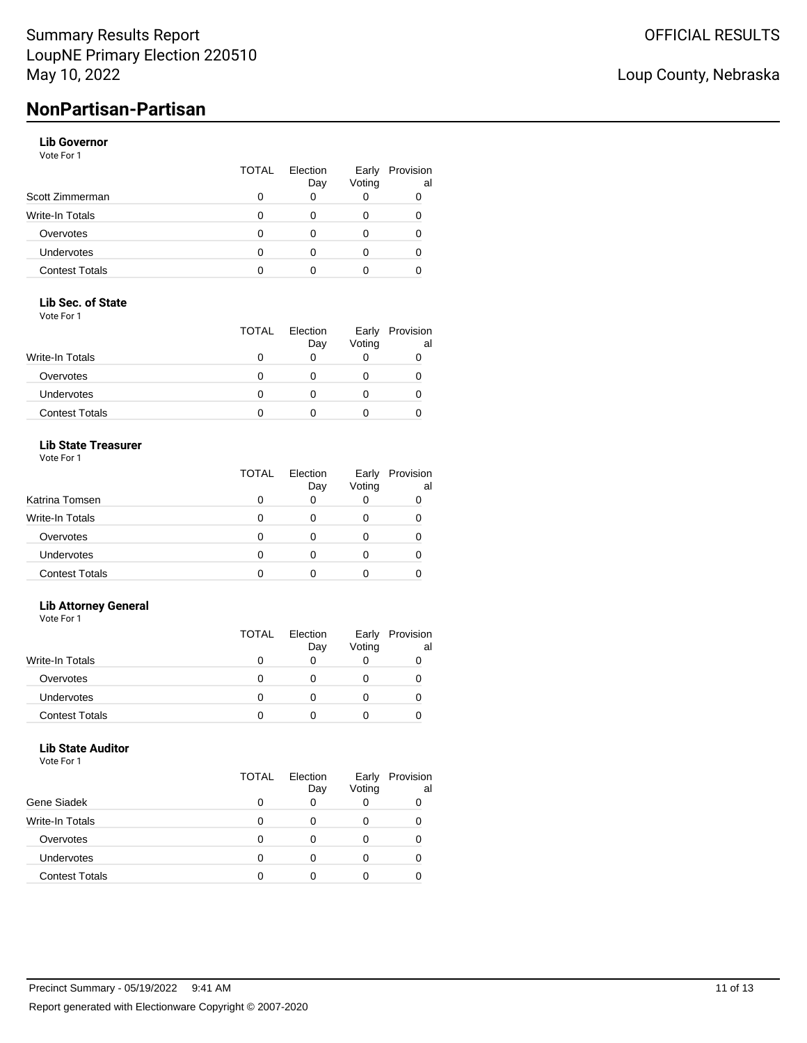# NonPartisan-Partisan

### Lib Governor

Vote For 1

| | TOTAL | Election Day | Early Voting | Provisional |
|---|---|---|---|---|
| Scott Zimmerman | 0 | 0 | 0 | 0 |
| Write-In Totals | 0 | 0 | 0 | 0 |
| Overvotes | 0 | 0 | 0 | 0 |
| Undervotes | 0 | 0 | 0 | 0 |
| Contest Totals | 0 | 0 | 0 | 0 |

### Lib Sec. of State

Vote For 1

| | TOTAL | Election Day | Early Voting | Provisional |
|---|---|---|---|---|
| Write-In Totals | 0 | 0 | 0 | 0 |
| Overvotes | 0 | 0 | 0 | 0 |
| Undervotes | 0 | 0 | 0 | 0 |
| Contest Totals | 0 | 0 | 0 | 0 |

### Lib State Treasurer

Vote For 1

| | TOTAL | Election Day | Early Voting | Provisional |
|---|---|---|---|---|
| Katrina Tomsen | 0 | 0 | 0 | 0 |
| Write-In Totals | 0 | 0 | 0 | 0 |
| Overvotes | 0 | 0 | 0 | 0 |
| Undervotes | 0 | 0 | 0 | 0 |
| Contest Totals | 0 | 0 | 0 | 0 |

### Lib Attorney General

Vote For 1

| | TOTAL | Election Day | Early Voting | Provisional |
|---|---|---|---|---|
| Write-In Totals | 0 | 0 | 0 | 0 |
| Overvotes | 0 | 0 | 0 | 0 |
| Undervotes | 0 | 0 | 0 | 0 |
| Contest Totals | 0 | 0 | 0 | 0 |

### Lib State Auditor

Vote For 1

| | TOTAL | Election Day | Early Voting | Provisional |
|---|---|---|---|---|
| Gene Siadek | 0 | 0 | 0 | 0 |
| Write-In Totals | 0 | 0 | 0 | 0 |
| Overvotes | 0 | 0 | 0 | 0 |
| Undervotes | 0 | 0 | 0 | 0 |
| Contest Totals | 0 | 0 | 0 | 0 |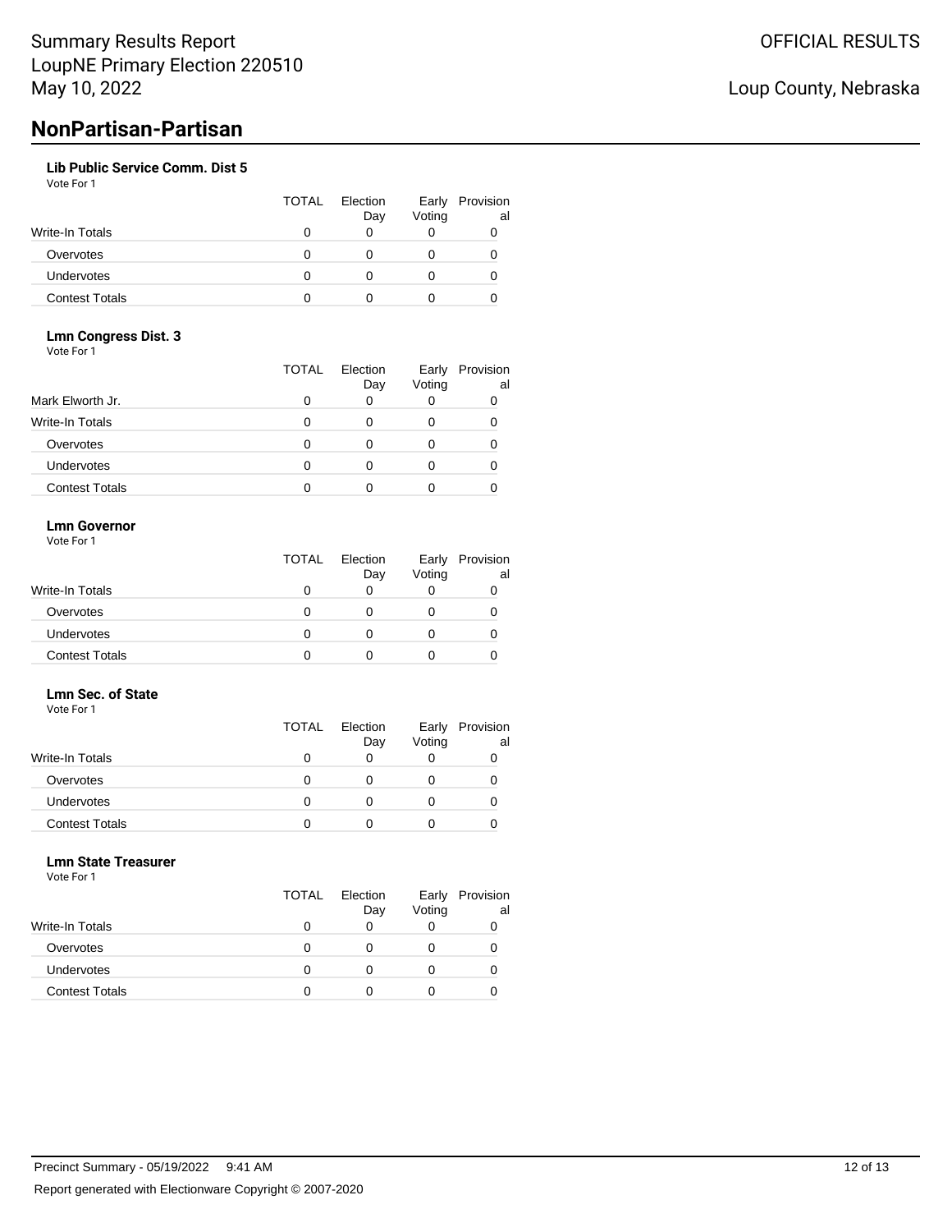# NonPartisan-Partisan

### Lib Public Service Comm. Dist 5

Vote For 1

| | TOTAL | Election Day | Early Voting | Provisional |
|---|---|---|---|---|
| Write-In Totals | 0 | 0 | 0 | 0 |
| Overvotes | 0 | 0 | 0 | 0 |
| Undervotes | 0 | 0 | 0 | 0 |
| Contest Totals | 0 | 0 | 0 | 0 |

### Lmn Congress Dist. 3

Vote For 1

| | TOTAL | Election Day | Early Voting | Provisional |
|---|---|---|---|---|
| Mark Elworth Jr. | 0 | 0 | 0 | 0 |
| Write-In Totals | 0 | 0 | 0 | 0 |
| Overvotes | 0 | 0 | 0 | 0 |
| Undervotes | 0 | 0 | 0 | 0 |
| Contest Totals | 0 | 0 | 0 | 0 |

### Lmn Governor

Vote For 1

| | TOTAL | Election Day | Early Voting | Provisional |
|---|---|---|---|---|
| Write-In Totals | 0 | 0 | 0 | 0 |
| Overvotes | 0 | 0 | 0 | 0 |
| Undervotes | 0 | 0 | 0 | 0 |
| Contest Totals | 0 | 0 | 0 | 0 |

### Lmn Sec. of State

Vote For 1

| | TOTAL | Election Day | Early Voting | Provisional |
|---|---|---|---|---|
| Write-In Totals | 0 | 0 | 0 | 0 |
| Overvotes | 0 | 0 | 0 | 0 |
| Undervotes | 0 | 0 | 0 | 0 |
| Contest Totals | 0 | 0 | 0 | 0 |

### Lmn State Treasurer

Vote For 1

| | TOTAL | Election Day | Early Voting | Provisional |
|---|---|---|---|---|
| Write-In Totals | 0 | 0 | 0 | 0 |
| Overvotes | 0 | 0 | 0 | 0 |
| Undervotes | 0 | 0 | 0 | 0 |
| Contest Totals | 0 | 0 | 0 | 0 |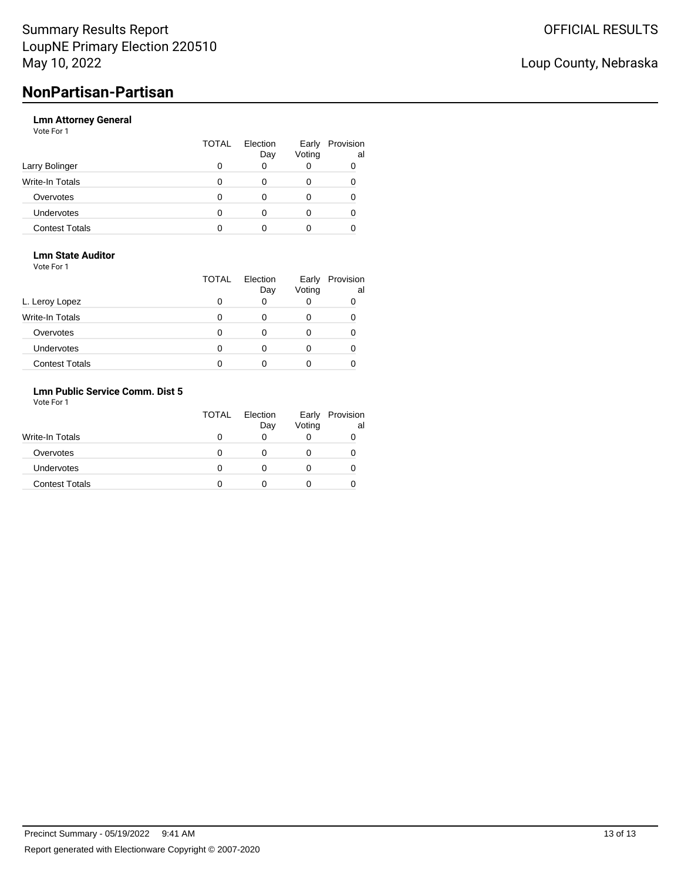# NonPartisan-Partisan

### Lmn Attorney General

Vote For 1

| | TOTAL | Election Day | Early Voting | Provisional |
|---|---|---|---|---|
| Larry Bolinger | 0 | 0 | 0 | 0 |
| Write-In Totals | 0 | 0 | 0 | 0 |
| Overvotes | 0 | 0 | 0 | 0 |
| Undervotes | 0 | 0 | 0 | 0 |
| Contest Totals | 0 | 0 | 0 | 0 |

### Lmn State Auditor

Vote For 1

| | TOTAL | Election Day | Early Voting | Provisional |
|---|---|---|---|---|
| L. Leroy Lopez | 0 | 0 | 0 | 0 |
| Write-In Totals | 0 | 0 | 0 | 0 |
| Overvotes | 0 | 0 | 0 | 0 |
| Undervotes | 0 | 0 | 0 | 0 |
| Contest Totals | 0 | 0 | 0 | 0 |

### Lmn Public Service Comm. Dist 5

Vote For 1

| | TOTAL | Election Day | Early Voting | Provisional |
|---|---|---|---|---|
| Write-In Totals | 0 | 0 | 0 | 0 |
| Overvotes | 0 | 0 | 0 | 0 |
| Undervotes | 0 | 0 | 0 | 0 |
| Contest Totals | 0 | 0 | 0 | 0 |